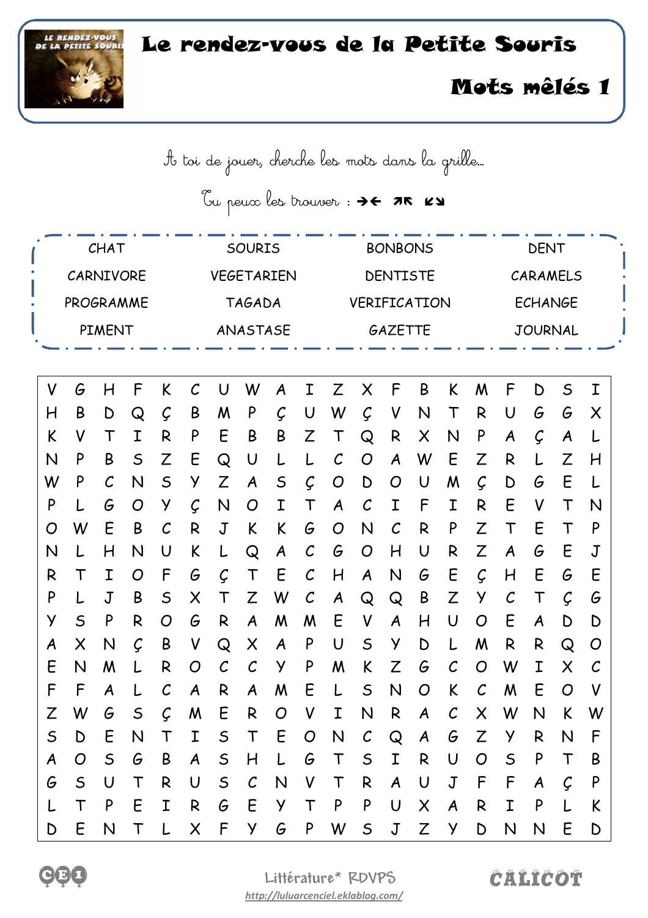# Le rendez-vous de la Petite Souris

## Mots mêlés 1

A toi de jouer, cherche les mots dans la grille…

Tu peux les trouver : ➔ ← ↗ ↖ ↙ ↘

| | | | |
|---|---|---|---|
| CHAT | SOURIS | BONBONS | DENT |
| CARNIVORE | VEGETARIEN | DENTISTE | CARAMELS |
| PROGRAMME | TAGADA | VERIFICATION | ECHANGE |
| PIMENT | ANASTASE | GAZETTE | JOURNAL |

| | | | | | | | | | | | | | | | | | | | |
|---|---|---|---|---|---|---|---|---|---|---|---|---|---|---|---|---|---|---|---|
| V | G | H | F | K | C | U | W | A | I | Z | X | F | B | K | M | F | D | S | I |
| H | B | D | Q | Ç | B | M | P | Ç | U | W | Ç | V | N | T | R | U | G | G | X |
| K | V | T | I | R | P | E | B | B | Z | T | Q | R | X | N | P | A | Ç | A | L |
| N | P | B | S | Z | E | Q | U | L | L | C | O | A | W | E | Z | R | L | Z | H |
| W | P | C | N | S | Y | Z | A | S | Ç | O | D | O | U | M | Ç | D | G | E | L |
| P | L | G | O | Y | Ç | N | O | I | T | A | C | I | F | I | R | E | V | T | N |
| O | W | E | B | C | R | J | K | K | G | O | N | C | R | P | Z | T | E | T | P |
| N | L | H | N | U | K | L | Q | A | C | G | O | H | U | R | Z | A | G | E | J |
| R | T | I | O | F | G | Ç | T | E | C | H | A | N | G | E | Ç | H | E | G | E |
| P | L | J | B | S | X | T | Z | W | C | A | Q | Q | B | Z | Y | C | T | Ç | G |
| Y | S | P | R | O | G | R | A | M | M | E | V | A | H | U | O | E | A | D | D |
| A | X | N | Ç | B | V | Q | X | A | P | U | S | Y | D | L | M | R | R | Q | O |
| E | N | M | L | R | O | C | C | Y | P | M | K | Z | G | C | O | W | I | X | C |
| F | F | A | L | C | A | R | A | M | E | L | S | N | O | K | C | M | E | O | V |
| Z | W | G | S | Ç | M | E | R | O | V | I | N | R | A | C | X | W | N | K | W |
| S | D | E | N | T | I | S | T | E | O | N | C | Q | A | G | Z | Y | R | N | F |
| A | O | S | G | B | A | S | H | L | G | T | S | I | R | U | O | S | P | T | B |
| G | S | U | T | R | U | S | C | N | V | T | R | A | U | J | F | F | A | Ç | P |
| L | T | P | E | I | R | G | E | Y | T | P | P | U | X | A | R | I | P | L | K |
| D | E | N | T | L | X | F | Y | G | P | W | S | J | Z | Y | D | N | N | E | D |

Littérature* RDVPS
http://luluarcenciel.eklablog.com/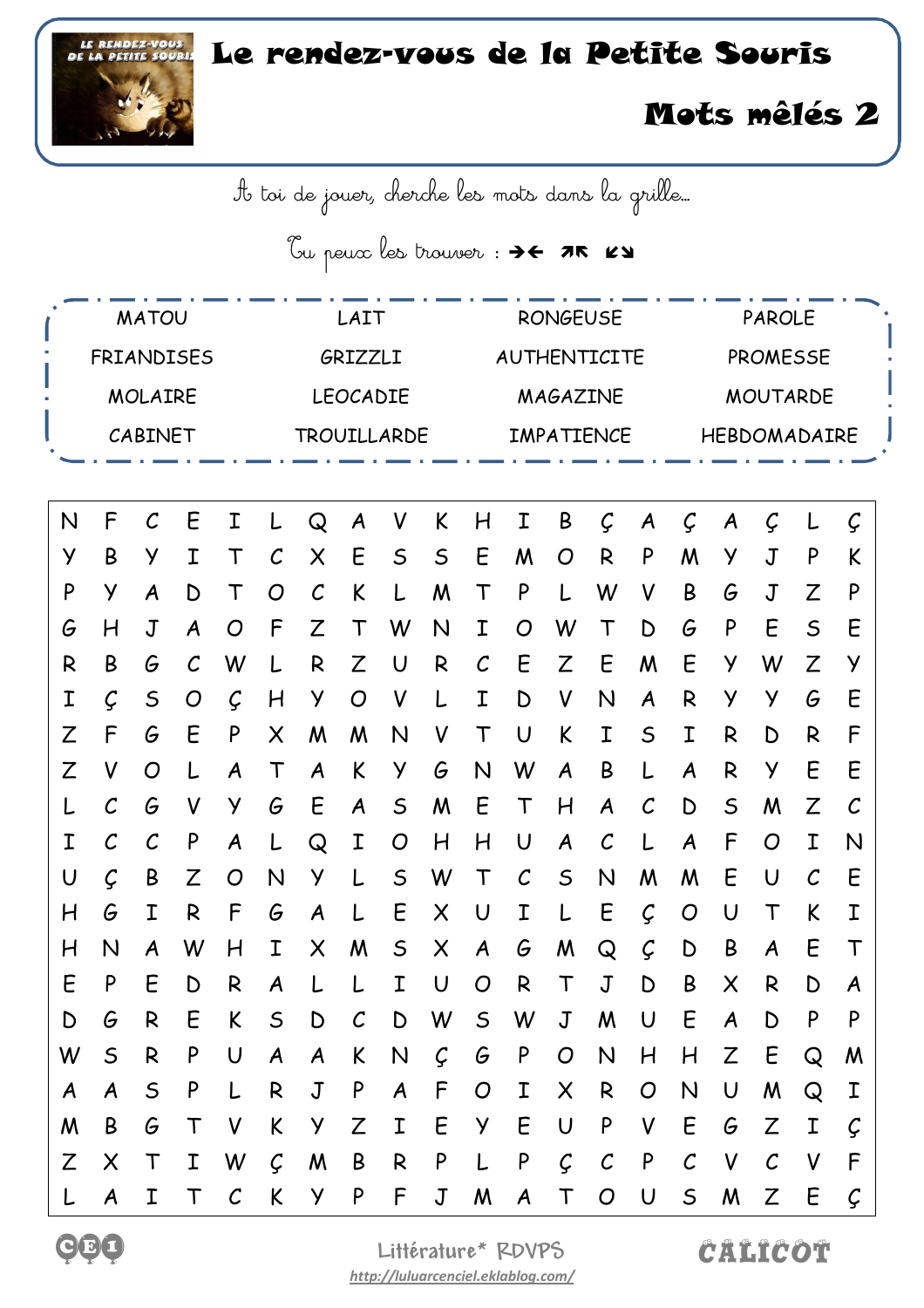# Le rendez-vous de la Petite Souris

## Mots mêlés 2

À toi de jouer, cherche les mots dans la grille…

Tu peux les trouver : →← ↗↖ ↙↘

| | | | |
|---|---|---|---|
| MATOU | LAIT | RONGEUSE | PAROLE |
| FRIANDISES | GRIZZLI | AUTHENTICITE | PROMESSE |
| MOLAIRE | LEOCADIE | MAGAZINE | MOUTARDE |
| CABINET | TROUILLARDE | IMPATIENCE | HEBDOMADAIRE |

| | | | | | | | | | | | | | | | | | | | |
|---|---|---|---|---|---|---|---|---|---|---|---|---|---|---|---|---|---|---|---|
| N | F | C | E | I | L | Q | A | V | K | H | I | B | Ç | A | Ç | A | Ç | L | Ç |
| Y | B | Y | I | T | C | X | E | S | S | E | M | O | R | P | M | Y | J | P | K |
| P | Y | A | D | T | O | C | K | L | M | T | P | L | W | V | B | G | J | Z | P |
| G | H | J | A | O | F | Z | T | W | N | I | O | W | T | D | G | P | E | S | E |
| R | B | G | C | W | L | R | Z | U | R | C | E | Z | E | M | E | Y | W | Z | Y |
| I | Ç | S | O | Ç | H | Y | O | V | L | I | D | V | N | A | R | Y | Y | G | E |
| Z | F | G | E | P | X | M | M | N | V | T | U | K | I | S | I | R | D | R | F |
| Z | V | O | L | A | T | A | K | Y | G | N | W | A | B | L | A | R | Y | E | E |
| L | C | G | V | Y | G | E | A | S | M | E | T | H | A | C | D | S | M | Z | C |
| I | C | C | P | A | L | Q | I | O | H | H | U | A | C | L | A | F | O | I | N |
| U | Ç | B | Z | O | N | Y | L | S | W | T | C | S | N | M | M | E | U | C | E |
| H | G | I | R | F | G | A | L | E | X | U | I | L | E | Ç | O | U | T | K | I |
| H | N | A | W | H | I | X | M | S | X | A | G | M | Q | Ç | D | B | A | E | T |
| E | P | E | D | R | A | L | L | I | U | O | R | T | J | D | B | X | R | D | A |
| D | G | R | E | K | S | D | C | D | W | S | W | J | M | U | E | A | D | P | P |
| W | S | R | P | U | A | A | K | N | Ç | G | P | O | N | H | H | Z | E | Q | M |
| A | A | S | P | L | R | J | P | A | F | O | I | X | R | O | N | U | M | Q | I |
| M | B | G | T | V | K | Y | Z | I | E | Y | E | U | P | V | E | G | Z | I | Ç |
| Z | X | T | I | W | Ç | M | B | R | P | L | P | Ç | C | P | C | V | C | V | F |
| L | A | I | T | C | K | Y | P | F | J | M | A | T | O | U | S | M | Z | E | Ç |

CE1 — Littérature* RDVPS — http://luluarcenciel.eklablog.com/ — CALICOT